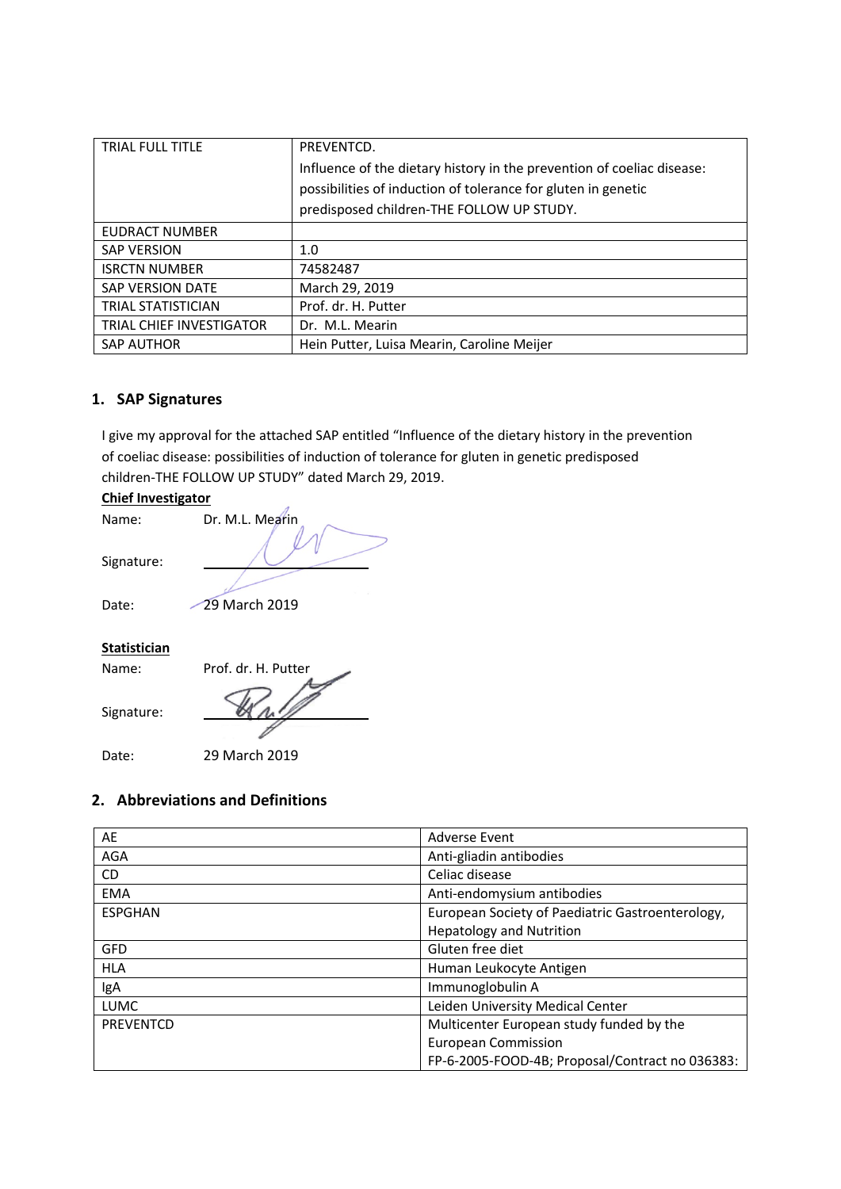| TRIAL FULL TITLE | PREVENTCD.<br>Influence of the dietary history in the prevention of coeliac disease: possibilities of induction of tolerance for gluten in genetic predisposed children-THE FOLLOW UP STUDY. |
|---|---|
| EUDRACT NUMBER | |
| SAP VERSION | 1.0 |
| ISRCTN NUMBER | 74582487 |
| SAP VERSION DATE | March 29, 2019 |
| TRIAL STATISTICIAN | Prof. dr. H. Putter |
| TRIAL CHIEF INVESTIGATOR | Dr. M.L. Mearin |
| SAP AUTHOR | Hein Putter, Luisa Mearin, Caroline Meijer |

## 1. SAP Signatures

I give my approval for the attached SAP entitled "Influence of the dietary history in the prevention of coeliac disease: possibilities of induction of tolerance for gluten in genetic predisposed children-THE FOLLOW UP STUDY" dated March 29, 2019.

**Chief Investigator**

Name: Dr. M.L. Mearin

Signature: ____________________

Date: 29 March 2019

**Statistician**

Name: Prof. dr. H. Putter

Signature: ____________________

Date: 29 March 2019

## 2. Abbreviations and Definitions

| AE | Adverse Event |
|---|---|
| AGA | Anti-gliadin antibodies |
| CD | Celiac disease |
| EMA | Anti-endomysium antibodies |
| ESPGHAN | European Society of Paediatric Gastroenterology, Hepatology and Nutrition |
| GFD | Gluten free diet |
| HLA | Human Leukocyte Antigen |
| IgA | Immunoglobulin A |
| LUMC | Leiden University Medical Center |
| PREVENTCD | Multicenter European study funded by the European Commission<br>FP-6-2005-FOOD-4B; Proposal/Contract no 036383: |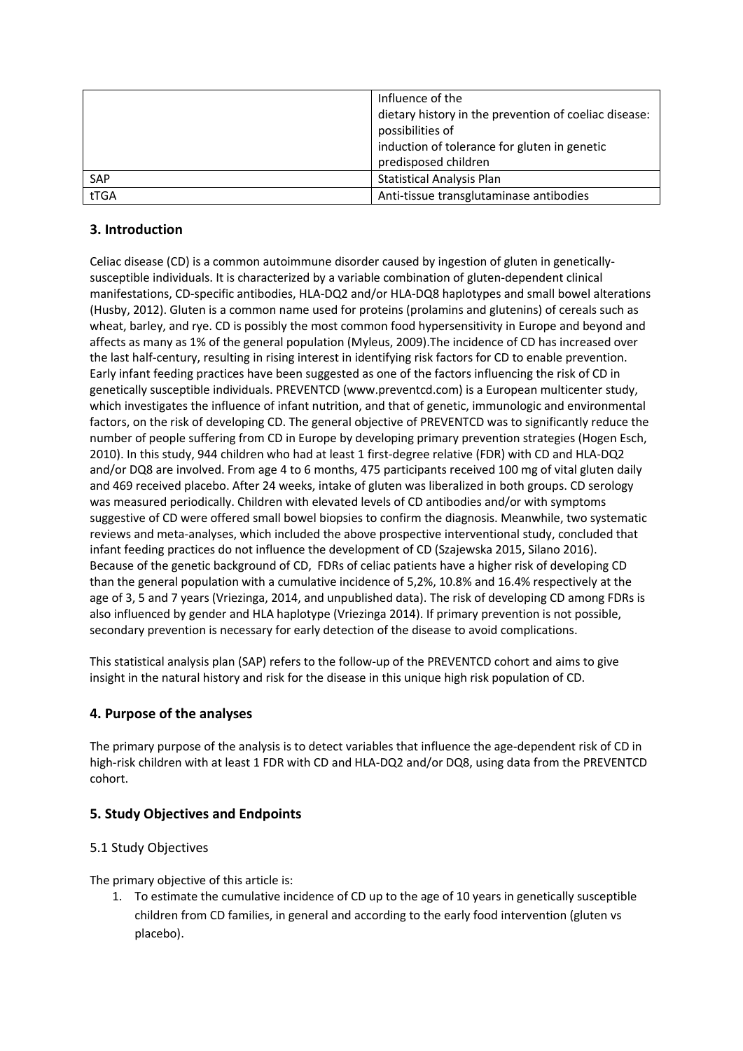|  | Influence of the dietary history in the prevention of coeliac disease: possibilities of induction of tolerance for gluten in genetic predisposed children |
|---|---|
| SAP | Statistical Analysis Plan |
| tTGA | Anti-tissue transglutaminase antibodies |

## 3. Introduction

Celiac disease (CD) is a common autoimmune disorder caused by ingestion of gluten in genetically-susceptible individuals. It is characterized by a variable combination of gluten-dependent clinical manifestations, CD-specific antibodies, HLA-DQ2 and/or HLA-DQ8 haplotypes and small bowel alterations (Husby, 2012). Gluten is a common name used for proteins (prolamins and glutenins) of cereals such as wheat, barley, and rye. CD is possibly the most common food hypersensitivity in Europe and beyond and affects as many as 1% of the general population (Myleus, 2009).The incidence of CD has increased over the last half-century, resulting in rising interest in identifying risk factors for CD to enable prevention. Early infant feeding practices have been suggested as one of the factors influencing the risk of CD in genetically susceptible individuals. PREVENTCD (www.preventcd.com) is a European multicenter study, which investigates the influence of infant nutrition, and that of genetic, immunologic and environmental factors, on the risk of developing CD. The general objective of PREVENTCD was to significantly reduce the number of people suffering from CD in Europe by developing primary prevention strategies (Hogen Esch, 2010). In this study, 944 children who had at least 1 first-degree relative (FDR) with CD and HLA-DQ2 and/or DQ8 are involved. From age 4 to 6 months, 475 participants received 100 mg of vital gluten daily and 469 received placebo. After 24 weeks, intake of gluten was liberalized in both groups. CD serology was measured periodically. Children with elevated levels of CD antibodies and/or with symptoms suggestive of CD were offered small bowel biopsies to confirm the diagnosis. Meanwhile, two systematic reviews and meta-analyses, which included the above prospective interventional study, concluded that infant feeding practices do not influence the development of CD (Szajewska 2015, Silano 2016). Because of the genetic background of CD, FDRs of celiac patients have a higher risk of developing CD than the general population with a cumulative incidence of 5,2%, 10.8% and 16.4% respectively at the age of 3, 5 and 7 years (Vriezinga, 2014, and unpublished data). The risk of developing CD among FDRs is also influenced by gender and HLA haplotype (Vriezinga 2014). If primary prevention is not possible, secondary prevention is necessary for early detection of the disease to avoid complications.

This statistical analysis plan (SAP) refers to the follow-up of the PREVENTCD cohort and aims to give insight in the natural history and risk for the disease in this unique high risk population of CD.

## 4. Purpose of the analyses

The primary purpose of the analysis is to detect variables that influence the age-dependent risk of CD in high-risk children with at least 1 FDR with CD and HLA-DQ2 and/or DQ8, using data from the PREVENTCD cohort.

## 5. Study Objectives and Endpoints

### 5.1 Study Objectives

The primary objective of this article is:

1. To estimate the cumulative incidence of CD up to the age of 10 years in genetically susceptible children from CD families, in general and according to the early food intervention (gluten vs placebo).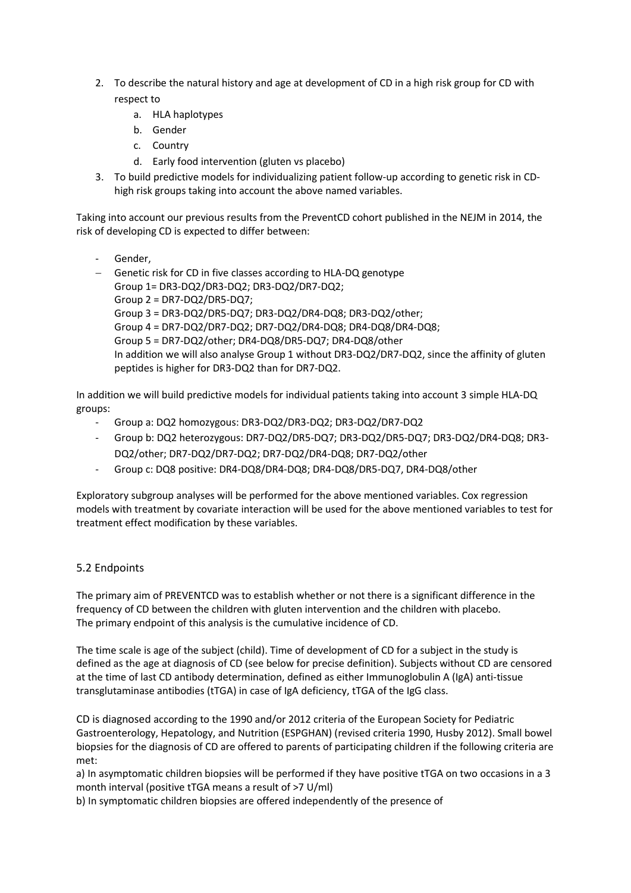2. To describe the natural history and age at development of CD in a high risk group for CD with respect to
    a. HLA haplotypes
    b. Gender
    c. Country
    d. Early food intervention (gluten vs placebo)
3. To build predictive models for individualizing patient follow-up according to genetic risk in CD-high risk groups taking into account the above named variables.

Taking into account our previous results from the PreventCD cohort published in the NEJM in 2014, the risk of developing CD is expected to differ between:

- Gender,
- Genetic risk for CD in five classes according to HLA-DQ genotype
  Group 1= DR3-DQ2/DR3-DQ2; DR3-DQ2/DR7-DQ2;
  Group 2 = DR7-DQ2/DR5-DQ7;
  Group 3 = DR3-DQ2/DR5-DQ7; DR3-DQ2/DR4-DQ8; DR3-DQ2/other;
  Group 4 = DR7-DQ2/DR7-DQ2; DR7-DQ2/DR4-DQ8; DR4-DQ8/DR4-DQ8;
  Group 5 = DR7-DQ2/other; DR4-DQ8/DR5-DQ7; DR4-DQ8/other
  In addition we will also analyse Group 1 without DR3-DQ2/DR7-DQ2, since the affinity of gluten peptides is higher for DR3-DQ2 than for DR7-DQ2.

In addition we will build predictive models for individual patients taking into account 3 simple HLA-DQ groups:

- Group a: DQ2 homozygous: DR3-DQ2/DR3-DQ2; DR3-DQ2/DR7-DQ2
- Group b: DQ2 heterozygous: DR7-DQ2/DR5-DQ7; DR3-DQ2/DR5-DQ7; DR3-DQ2/DR4-DQ8; DR3-DQ2/other; DR7-DQ2/DR7-DQ2; DR7-DQ2/DR4-DQ8; DR7-DQ2/other
- Group c: DQ8 positive: DR4-DQ8/DR4-DQ8; DR4-DQ8/DR5-DQ7, DR4-DQ8/other

Exploratory subgroup analyses will be performed for the above mentioned variables. Cox regression models with treatment by covariate interaction will be used for the above mentioned variables to test for treatment effect modification by these variables.

## 5.2 Endpoints

The primary aim of PREVENTCD was to establish whether or not there is a significant difference in the frequency of CD between the children with gluten intervention and the children with placebo.
The primary endpoint of this analysis is the cumulative incidence of CD.

The time scale is age of the subject (child). Time of development of CD for a subject in the study is defined as the age at diagnosis of CD (see below for precise definition). Subjects without CD are censored at the time of last CD antibody determination, defined as either Immunoglobulin A (IgA) anti-tissue transglutaminase antibodies (tTGA) in case of IgA deficiency, tTGA of the IgG class.

CD is diagnosed according to the 1990 and/or 2012 criteria of the European Society for Pediatric Gastroenterology, Hepatology, and Nutrition (ESPGHAN) (revised criteria 1990, Husby 2012). Small bowel biopsies for the diagnosis of CD are offered to parents of participating children if the following criteria are met:

a) In asymptomatic children biopsies will be performed if they have positive tTGA on two occasions in a 3 month interval (positive tTGA means a result of >7 U/ml)

b) In symptomatic children biopsies are offered independently of the presence of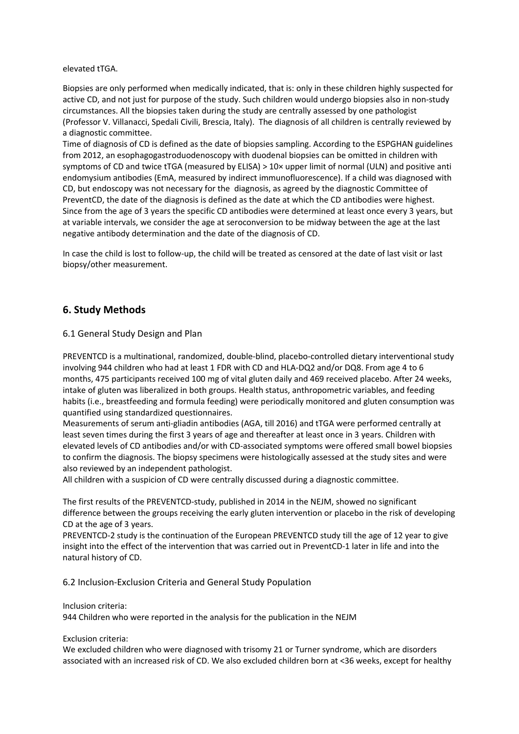elevated tTGA.

Biopsies are only performed when medically indicated, that is: only in these children highly suspected for active CD, and not just for purpose of the study. Such children would undergo biopsies also in non-study circumstances. All the biopsies taken during the study are centrally assessed by one pathologist (Professor V. Villanacci, Spedali Civili, Brescia, Italy). The diagnosis of all children is centrally reviewed by a diagnostic committee.

Time of diagnosis of CD is defined as the date of biopsies sampling. According to the ESPGHAN guidelines from 2012, an esophagogastroduodenoscopy with duodenal biopsies can be omitted in children with symptoms of CD and twice tTGA (measured by ELISA) > 10× upper limit of normal (ULN) and positive anti endomysium antibodies (EmA, measured by indirect immunofluorescence). If a child was diagnosed with CD, but endoscopy was not necessary for the diagnosis, as agreed by the diagnostic Committee of PreventCD, the date of the diagnosis is defined as the date at which the CD antibodies were highest. Since from the age of 3 years the specific CD antibodies were determined at least once every 3 years, but at variable intervals, we consider the age at seroconversion to be midway between the age at the last negative antibody determination and the date of the diagnosis of CD.

In case the child is lost to follow-up, the child will be treated as censored at the date of last visit or last biopsy/other measurement.

## 6. Study Methods

### 6.1 General Study Design and Plan

PREVENTCD is a multinational, randomized, double-blind, placebo-controlled dietary interventional study involving 944 children who had at least 1 FDR with CD and HLA-DQ2 and/or DQ8. From age 4 to 6 months, 475 participants received 100 mg of vital gluten daily and 469 received placebo. After 24 weeks, intake of gluten was liberalized in both groups. Health status, anthropometric variables, and feeding habits (i.e., breastfeeding and formula feeding) were periodically monitored and gluten consumption was quantified using standardized questionnaires.

Measurements of serum anti-gliadin antibodies (AGA, till 2016) and tTGA were performed centrally at least seven times during the first 3 years of age and thereafter at least once in 3 years. Children with elevated levels of CD antibodies and/or with CD-associated symptoms were offered small bowel biopsies to confirm the diagnosis. The biopsy specimens were histologically assessed at the study sites and were also reviewed by an independent pathologist.

All children with a suspicion of CD were centrally discussed during a diagnostic committee.

The first results of the PREVENTCD-study, published in 2014 in the NEJM, showed no significant difference between the groups receiving the early gluten intervention or placebo in the risk of developing CD at the age of 3 years.

PREVENTCD-2 study is the continuation of the European PREVENTCD study till the age of 12 year to give insight into the effect of the intervention that was carried out in PreventCD-1 later in life and into the natural history of CD.

### 6.2 Inclusion-Exclusion Criteria and General Study Population

Inclusion criteria:

944 Children who were reported in the analysis for the publication in the NEJM

Exclusion criteria:

We excluded children who were diagnosed with trisomy 21 or Turner syndrome, which are disorders associated with an increased risk of CD. We also excluded children born at <36 weeks, except for healthy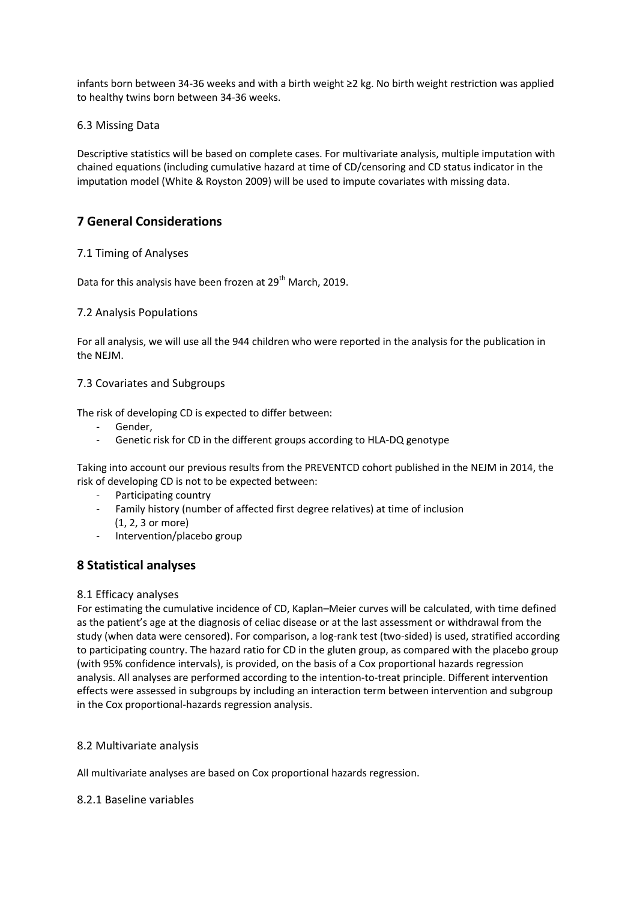infants born between 34-36 weeks and with a birth weight ≥2 kg. No birth weight restriction was applied to healthy twins born between 34-36 weeks.

### 6.3 Missing Data

Descriptive statistics will be based on complete cases. For multivariate analysis, multiple imputation with chained equations (including cumulative hazard at time of CD/censoring and CD status indicator in the imputation model (White & Royston 2009) will be used to impute covariates with missing data.

## 7 General Considerations

### 7.1 Timing of Analyses

Data for this analysis have been frozen at 29th March, 2019.

### 7.2 Analysis Populations

For all analysis, we will use all the 944 children who were reported in the analysis for the publication in the NEJM.

### 7.3 Covariates and Subgroups

The risk of developing CD is expected to differ between:

- Gender,
- Genetic risk for CD in the different groups according to HLA-DQ genotype

Taking into account our previous results from the PREVENTCD cohort published in the NEJM in 2014, the risk of developing CD is not to be expected between:

- Participating country
- Family history (number of affected first degree relatives) at time of inclusion (1, 2, 3 or more)
- Intervention/placebo group

## 8 Statistical analyses

### 8.1 Efficacy analyses

For estimating the cumulative incidence of CD, Kaplan–Meier curves will be calculated, with time defined as the patient's age at the diagnosis of celiac disease or at the last assessment or withdrawal from the study (when data were censored). For comparison, a log-rank test (two-sided) is used, stratified according to participating country. The hazard ratio for CD in the gluten group, as compared with the placebo group (with 95% confidence intervals), is provided, on the basis of a Cox proportional hazards regression analysis. All analyses are performed according to the intention-to-treat principle. Different intervention effects were assessed in subgroups by including an interaction term between intervention and subgroup in the Cox proportional-hazards regression analysis.

### 8.2 Multivariate analysis

All multivariate analyses are based on Cox proportional hazards regression.

#### 8.2.1 Baseline variables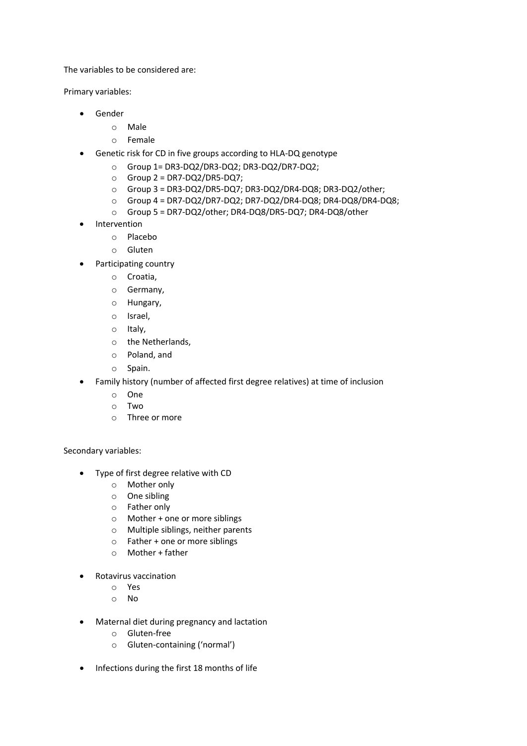The variables to be considered are:

Primary variables:

- Gender
  - Male
  - Female
- Genetic risk for CD in five groups according to HLA-DQ genotype
  - Group 1= DR3-DQ2/DR3-DQ2; DR3-DQ2/DR7-DQ2;
  - Group 2 = DR7-DQ2/DR5-DQ7;
  - Group 3 = DR3-DQ2/DR5-DQ7; DR3-DQ2/DR4-DQ8; DR3-DQ2/other;
  - Group 4 = DR7-DQ2/DR7-DQ2; DR7-DQ2/DR4-DQ8; DR4-DQ8/DR4-DQ8;
  - Group 5 = DR7-DQ2/other; DR4-DQ8/DR5-DQ7; DR4-DQ8/other
- Intervention
  - Placebo
  - Gluten
- Participating country
  - Croatia,
  - Germany,
  - Hungary,
  - Israel,
  - Italy,
  - the Netherlands,
  - Poland, and
  - Spain.
- Family history (number of affected first degree relatives) at time of inclusion
  - One
  - Two
  - Three or more

Secondary variables:

- Type of first degree relative with CD
  - Mother only
  - One sibling
  - Father only
  - Mother + one or more siblings
  - Multiple siblings, neither parents
  - Father + one or more siblings
  - Mother + father
- Rotavirus vaccination
  - Yes
  - No
- Maternal diet during pregnancy and lactation
  - Gluten-free
  - Gluten-containing ('normal')
- Infections during the first 18 months of life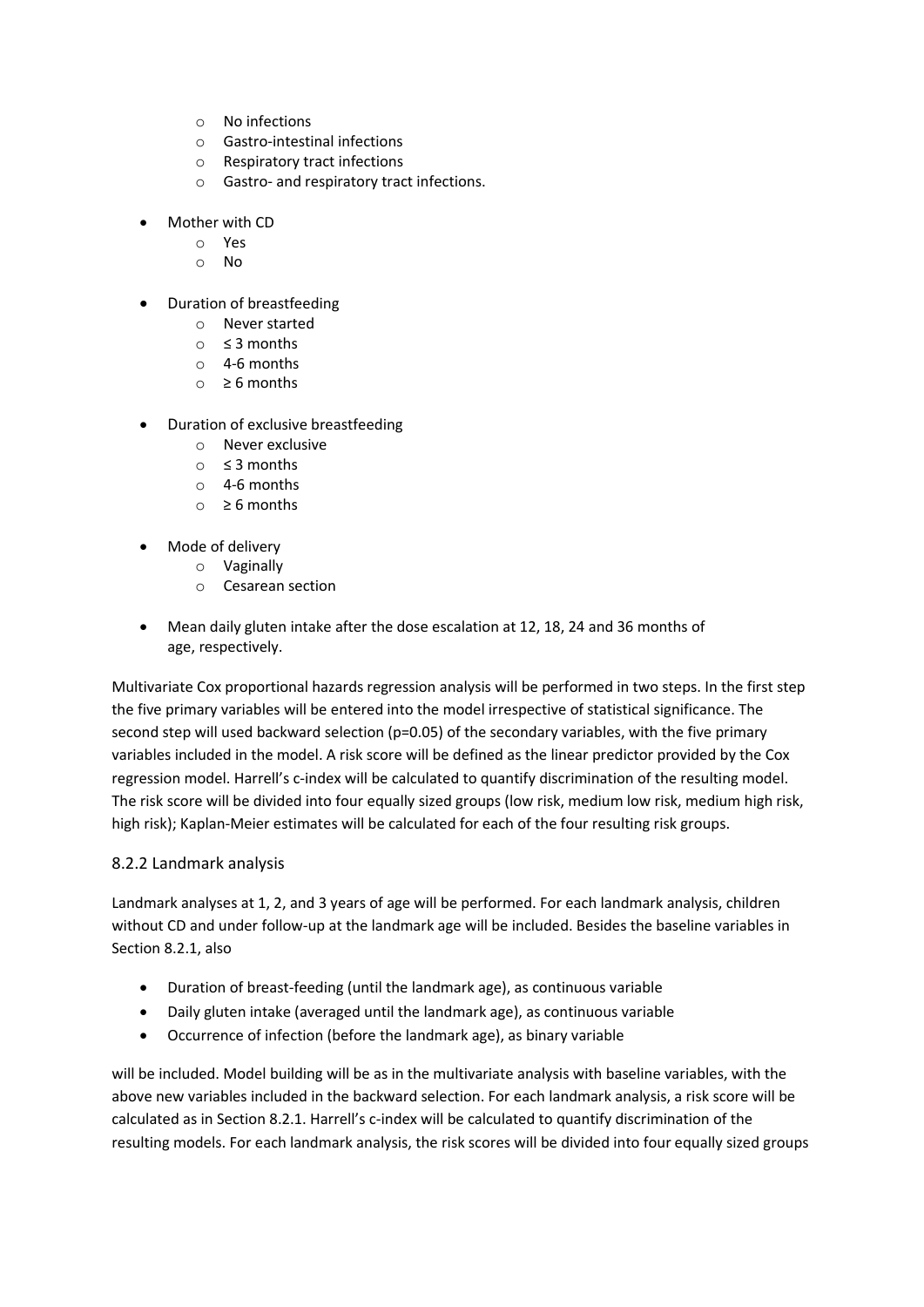- No infections
  - Gastro-intestinal infections
  - Respiratory tract infections
  - Gastro- and respiratory tract infections.

- Mother with CD
  - Yes
  - No

- Duration of breastfeeding
  - Never started
  - ≤ 3 months
  - 4-6 months
  - ≥ 6 months

- Duration of exclusive breastfeeding
  - Never exclusive
  - ≤ 3 months
  - 4-6 months
  - ≥ 6 months

- Mode of delivery
  - Vaginally
  - Cesarean section

- Mean daily gluten intake after the dose escalation at 12, 18, 24 and 36 months of age, respectively.

Multivariate Cox proportional hazards regression analysis will be performed in two steps. In the first step the five primary variables will be entered into the model irrespective of statistical significance. The second step will used backward selection (p=0.05) of the secondary variables, with the five primary variables included in the model. A risk score will be defined as the linear predictor provided by the Cox regression model. Harrell's c-index will be calculated to quantify discrimination of the resulting model. The risk score will be divided into four equally sized groups (low risk, medium low risk, medium high risk, high risk); Kaplan-Meier estimates will be calculated for each of the four resulting risk groups.

### 8.2.2 Landmark analysis

Landmark analyses at 1, 2, and 3 years of age will be performed. For each landmark analysis, children without CD and under follow-up at the landmark age will be included. Besides the baseline variables in Section 8.2.1, also

- Duration of breast-feeding (until the landmark age), as continuous variable
- Daily gluten intake (averaged until the landmark age), as continuous variable
- Occurrence of infection (before the landmark age), as binary variable

will be included. Model building will be as in the multivariate analysis with baseline variables, with the above new variables included in the backward selection. For each landmark analysis, a risk score will be calculated as in Section 8.2.1. Harrell's c-index will be calculated to quantify discrimination of the resulting models. For each landmark analysis, the risk scores will be divided into four equally sized groups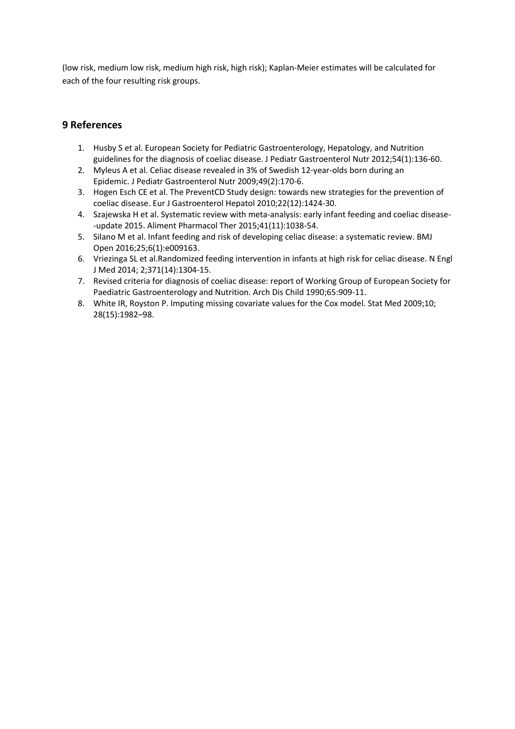(low risk, medium low risk, medium high risk, high risk); Kaplan-Meier estimates will be calculated for each of the four resulting risk groups.

## 9 References

1. Husby S et al. European Society for Pediatric Gastroenterology, Hepatology, and Nutrition guidelines for the diagnosis of coeliac disease. J Pediatr Gastroenterol Nutr 2012;54(1):136-60.
2. Myleus A et al. Celiac disease revealed in 3% of Swedish 12-year-olds born during an Epidemic. J Pediatr Gastroenterol Nutr 2009;49(2):170-6.
3. Hogen Esch CE et al. The PreventCD Study design: towards new strategies for the prevention of coeliac disease. Eur J Gastroenterol Hepatol 2010;22(12):1424-30.
4. Szajewska H et al. Systematic review with meta-analysis: early infant feeding and coeliac disease--update 2015. Aliment Pharmacol Ther 2015;41(11):1038-54.
5. Silano M et al. Infant feeding and risk of developing celiac disease: a systematic review. BMJ Open 2016;25;6(1):e009163.
6. Vriezinga SL et al.Randomized feeding intervention in infants at high risk for celiac disease. N Engl J Med 2014; 2;371(14):1304-15.
7. Revised criteria for diagnosis of coeliac disease: report of Working Group of European Society for Paediatric Gastroenterology and Nutrition. Arch Dis Child 1990;65:909-11.
8. White IR, Royston P. Imputing missing covariate values for the Cox model. Stat Med 2009;10; 28(15):1982–98.